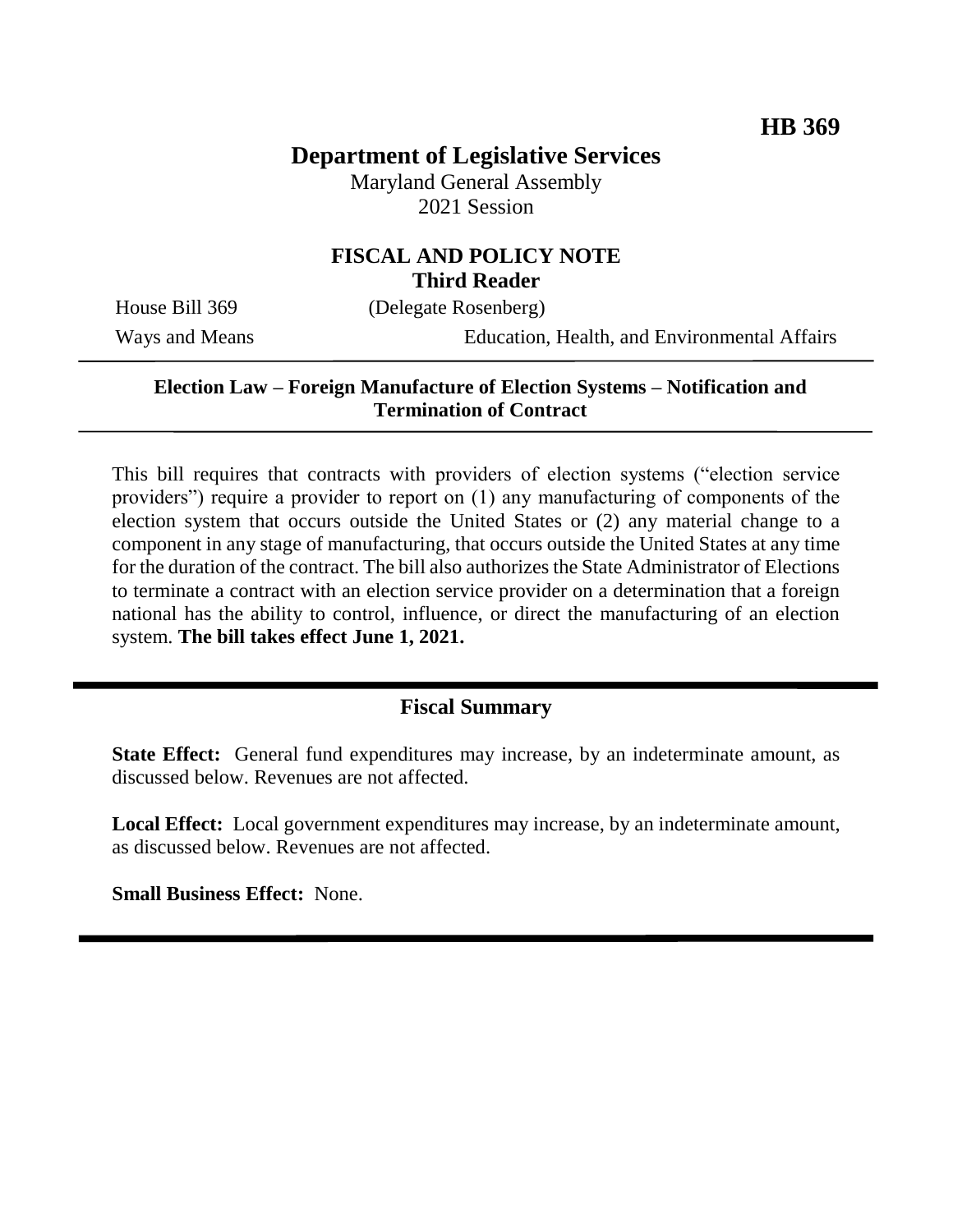**HB 369**

# Department of Legislative Services

Maryland General Assembly
2021 Session

## FISCAL AND POLICY NOTE
**Third Reader**

House Bill 369 (Delegate Rosenberg)
Ways and Means Education, Health, and Environmental Affairs

**Election Law – Foreign Manufacture of Election Systems – Notification and Termination of Contract**

This bill requires that contracts with providers of election systems ("election service providers") require a provider to report on (1) any manufacturing of components of the election system that occurs outside the United States or (2) any material change to a component in any stage of manufacturing, that occurs outside the United States at any time for the duration of the contract. The bill also authorizes the State Administrator of Elections to terminate a contract with an election service provider on a determination that a foreign national has the ability to control, influence, or direct the manufacturing of an election system. **The bill takes effect June 1, 2021.**

## Fiscal Summary

**State Effect:** General fund expenditures may increase, by an indeterminate amount, as discussed below. Revenues are not affected.

**Local Effect:** Local government expenditures may increase, by an indeterminate amount, as discussed below. Revenues are not affected.

**Small Business Effect:** None.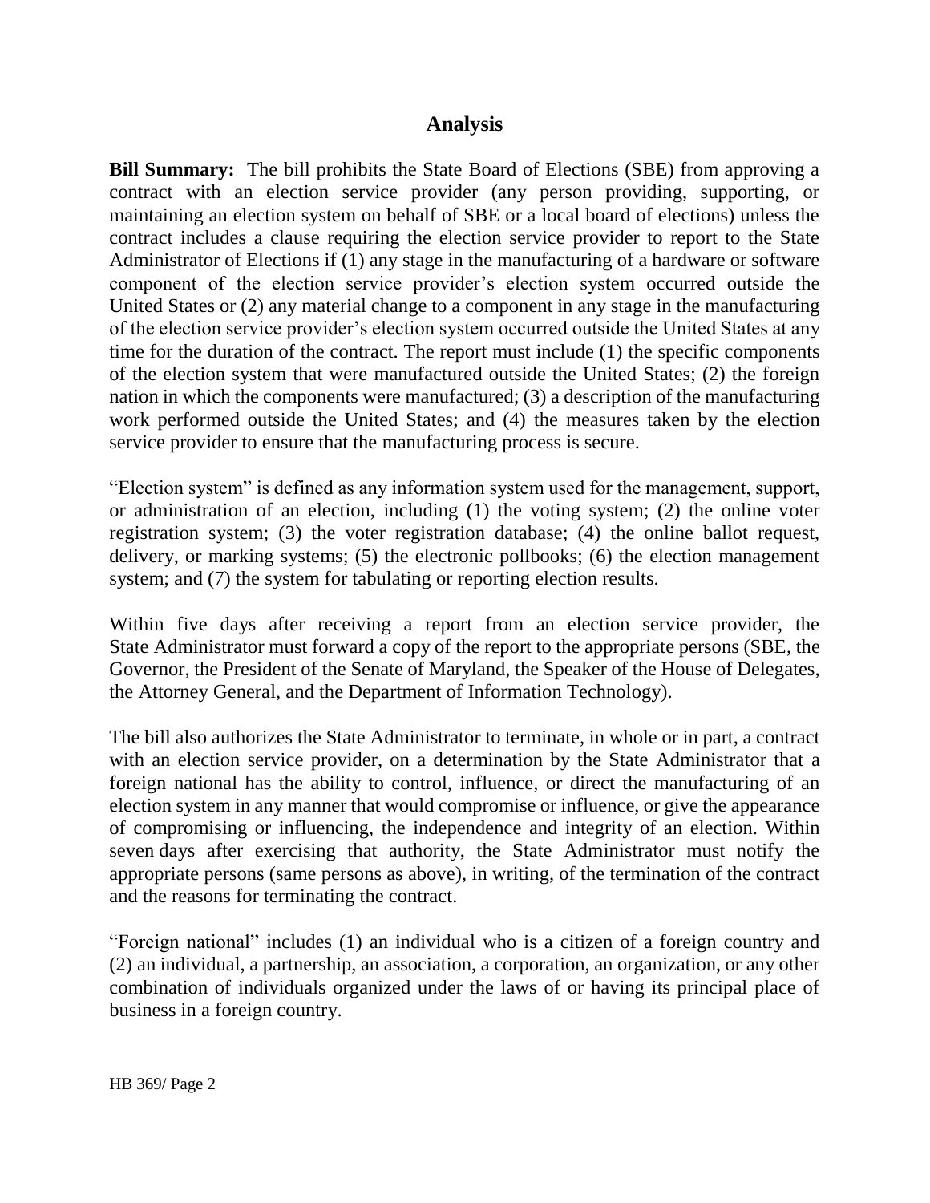## Analysis

**Bill Summary:** The bill prohibits the State Board of Elections (SBE) from approving a contract with an election service provider (any person providing, supporting, or maintaining an election system on behalf of SBE or a local board of elections) unless the contract includes a clause requiring the election service provider to report to the State Administrator of Elections if (1) any stage in the manufacturing of a hardware or software component of the election service provider's election system occurred outside the United States or (2) any material change to a component in any stage in the manufacturing of the election service provider's election system occurred outside the United States at any time for the duration of the contract. The report must include (1) the specific components of the election system that were manufactured outside the United States; (2) the foreign nation in which the components were manufactured; (3) a description of the manufacturing work performed outside the United States; and (4) the measures taken by the election service provider to ensure that the manufacturing process is secure.

"Election system" is defined as any information system used for the management, support, or administration of an election, including (1) the voting system; (2) the online voter registration system; (3) the voter registration database; (4) the online ballot request, delivery, or marking systems; (5) the electronic pollbooks; (6) the election management system; and (7) the system for tabulating or reporting election results.

Within five days after receiving a report from an election service provider, the State Administrator must forward a copy of the report to the appropriate persons (SBE, the Governor, the President of the Senate of Maryland, the Speaker of the House of Delegates, the Attorney General, and the Department of Information Technology).

The bill also authorizes the State Administrator to terminate, in whole or in part, a contract with an election service provider, on a determination by the State Administrator that a foreign national has the ability to control, influence, or direct the manufacturing of an election system in any manner that would compromise or influence, or give the appearance of compromising or influencing, the independence and integrity of an election. Within seven days after exercising that authority, the State Administrator must notify the appropriate persons (same persons as above), in writing, of the termination of the contract and the reasons for terminating the contract.

"Foreign national" includes (1) an individual who is a citizen of a foreign country and (2) an individual, a partnership, an association, a corporation, an organization, or any other combination of individuals organized under the laws of or having its principal place of business in a foreign country.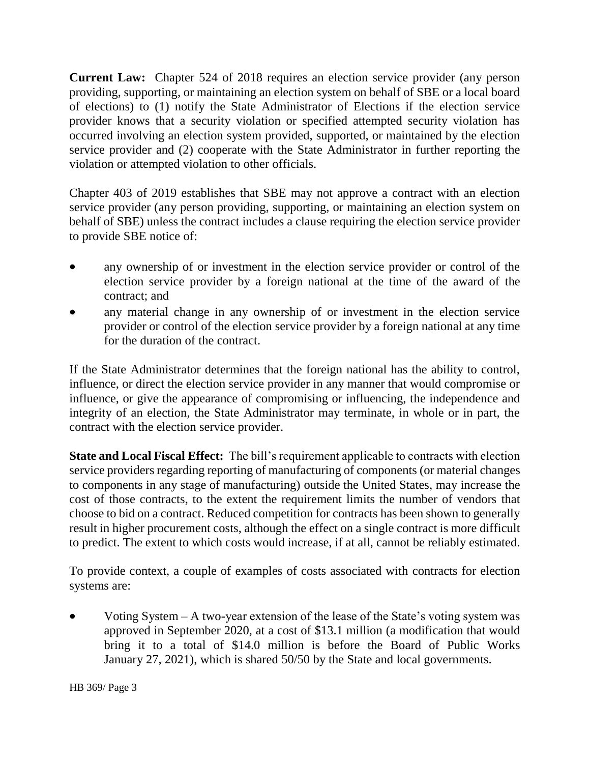**Current Law:** Chapter 524 of 2018 requires an election service provider (any person providing, supporting, or maintaining an election system on behalf of SBE or a local board of elections) to (1) notify the State Administrator of Elections if the election service provider knows that a security violation or specified attempted security violation has occurred involving an election system provided, supported, or maintained by the election service provider and (2) cooperate with the State Administrator in further reporting the violation or attempted violation to other officials.

Chapter 403 of 2019 establishes that SBE may not approve a contract with an election service provider (any person providing, supporting, or maintaining an election system on behalf of SBE) unless the contract includes a clause requiring the election service provider to provide SBE notice of:

- any ownership of or investment in the election service provider or control of the election service provider by a foreign national at the time of the award of the contract; and
- any material change in any ownership of or investment in the election service provider or control of the election service provider by a foreign national at any time for the duration of the contract.

If the State Administrator determines that the foreign national has the ability to control, influence, or direct the election service provider in any manner that would compromise or influence, or give the appearance of compromising or influencing, the independence and integrity of an election, the State Administrator may terminate, in whole or in part, the contract with the election service provider.

**State and Local Fiscal Effect:** The bill's requirement applicable to contracts with election service providers regarding reporting of manufacturing of components (or material changes to components in any stage of manufacturing) outside the United States, may increase the cost of those contracts, to the extent the requirement limits the number of vendors that choose to bid on a contract. Reduced competition for contracts has been shown to generally result in higher procurement costs, although the effect on a single contract is more difficult to predict. The extent to which costs would increase, if at all, cannot be reliably estimated.

To provide context, a couple of examples of costs associated with contracts for election systems are:

- Voting System – A two-year extension of the lease of the State's voting system was approved in September 2020, at a cost of $13.1 million (a modification that would bring it to a total of $14.0 million is before the Board of Public Works January 27, 2021), which is shared 50/50 by the State and local governments.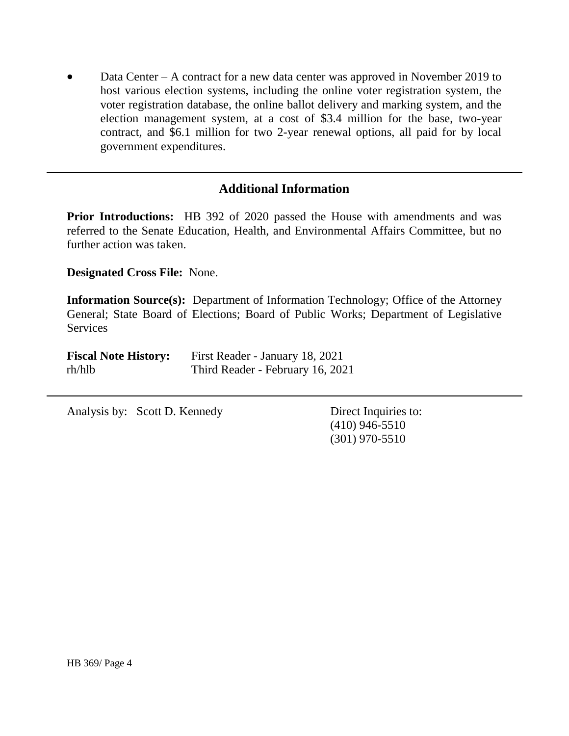- Data Center – A contract for a new data center was approved in November 2019 to host various election systems, including the online voter registration system, the voter registration database, the online ballot delivery and marking system, and the election management system, at a cost of \$3.4 million for the base, two-year contract, and \$6.1 million for two 2-year renewal options, all paid for by local government expenditures.

---

## Additional Information

**Prior Introductions:** HB 392 of 2020 passed the House with amendments and was referred to the Senate Education, Health, and Environmental Affairs Committee, but no further action was taken.

**Designated Cross File:** None.

**Information Source(s):** Department of Information Technology; Office of the Attorney General; State Board of Elections; Board of Public Works; Department of Legislative Services

| | |
|---|---|
| **Fiscal Note History:** | First Reader - January 18, 2021 |
| rh/hlb | Third Reader - February 16, 2021 |

---

Analysis by: Scott D. Kennedy

Direct Inquiries to:
(410) 946-5510
(301) 970-5510